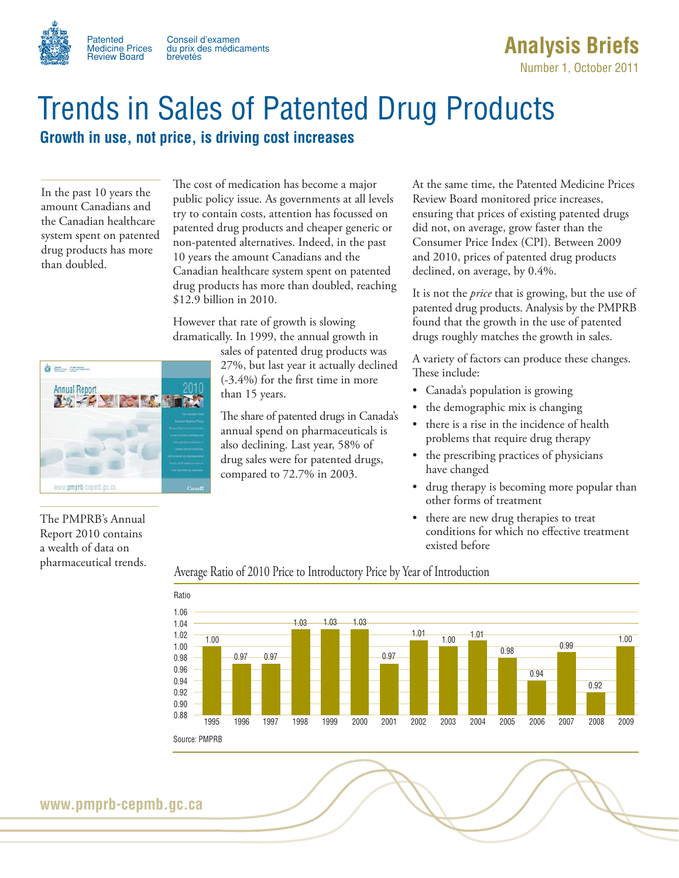Patented Medicine Prices Review Board
Conseil d'examen du prix des médicaments brevetés

**Analysis Briefs**
Number 1, October 2011

# Trends in Sales of Patented Drug Products

## Growth in use, not price, is driving cost increases

In the past 10 years the amount Canadians and the Canadian healthcare system spent on patented drug products has more than doubled.

The cost of medication has become a major public policy issue. As governments at all levels try to contain costs, attention has focussed on patented drug products and cheaper generic or non-patented alternatives. Indeed, in the past 10 years the amount Canadians and the Canadian healthcare system spent on patented drug products has more than doubled, reaching $12.9 billion in 2010.

However that rate of growth is slowing dramatically. In 1999, the annual growth in sales of patented drug products was 27%, but last year it actually declined (-3.4%) for the first time in more than 15 years.

The share of patented drugs in Canada's annual spend on pharmaceuticals is also declining. Last year, 58% of drug sales were for patented drugs, compared to 72.7% in 2003.

The PMPRB's Annual Report 2010 contains a wealth of data on pharmaceutical trends.

At the same time, the Patented Medicine Prices Review Board monitored price increases, ensuring that prices of existing patented drugs did not, on average, grow faster than the Consumer Price Index (CPI). Between 2009 and 2010, prices of patented drug products declined, on average, by 0.4%.

It is not the *price* that is growing, but the use of patented drug products. Analysis by the PMPRB found that the growth in the use of patented drugs roughly matches the growth in sales.

A variety of factors can produce these changes. These include:

- Canada's population is growing
- the demographic mix is changing
- there is a rise in the incidence of health problems that require drug therapy
- the prescribing practices of physicians have changed
- drug therapy is becoming more popular than other forms of treatment
- there are new drug therapies to treat conditions for which no effective treatment existed before

Average Ratio of 2010 Price to Introductory Price by Year of Introduction

| Year | Ratio |
|---|---|
| 1995 | 1.00 |
| 1996 | 0.97 |
| 1997 | 0.97 |
| 1998 | 1.03 |
| 1999 | 1.03 |
| 2000 | 1.03 |
| 2001 | 0.97 |
| 2002 | 1.01 |
| 2003 | 1.00 |
| 2004 | 1.01 |
| 2005 | 0.98 |
| 2006 | 0.94 |
| 2007 | 0.99 |
| 2008 | 0.92 |
| 2009 | 1.00 |

Source: PMPRB

www.pmprb-cepmb.gc.ca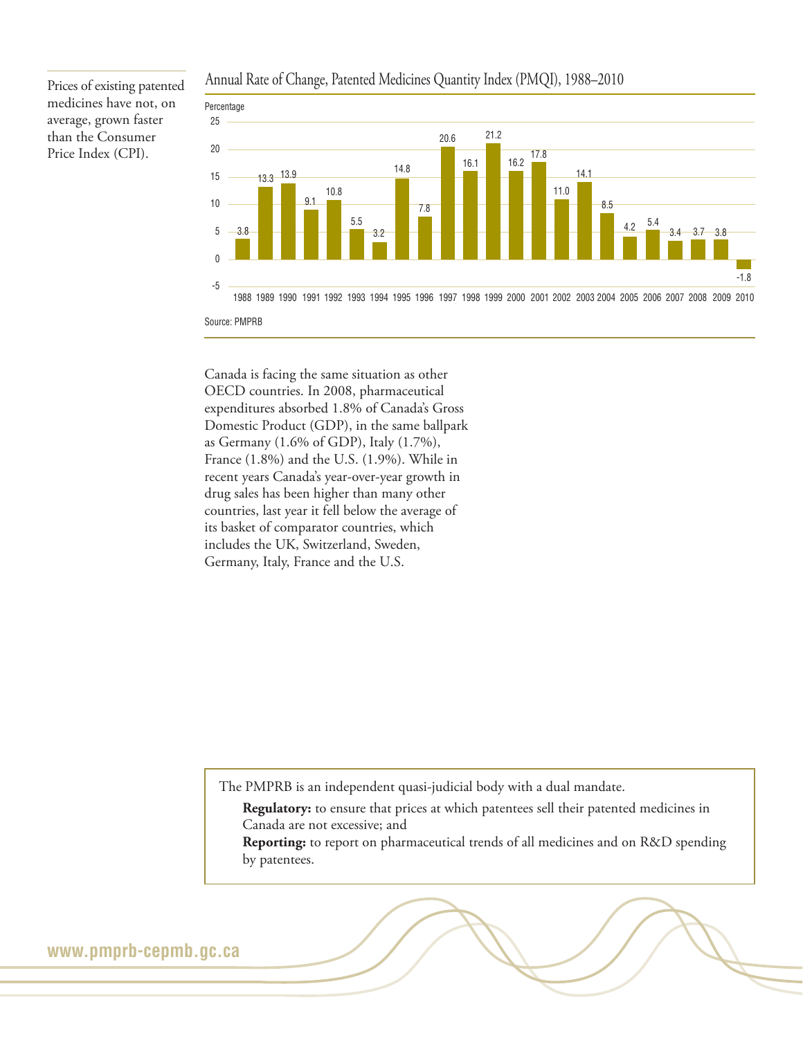Prices of existing patented medicines have not, on average, grown faster than the Consumer Price Index (CPI).

Annual Rate of Change, Patented Medicines Quantity Index (PMQI), 1988–2010

Percentage

25
20
15
10
5
0
-5

3.8 13.3 13.9 9.1 10.8 5.5 3.2 14.8 7.8 20.6 16.1 21.2 16.2 17.8 11.0 14.1 8.5 4.2 5.4 3.4 3.7 3.8 -1.8

1988 1989 1990 1991 1992 1993 1994 1995 1996 1997 1998 1999 2000 2001 2002 2003 2004 2005 2006 2007 2008 2009 2010

Source: PMPRB

Canada is facing the same situation as other OECD countries. In 2008, pharmaceutical expenditures absorbed 1.8% of Canada's Gross Domestic Product (GDP), in the same ballpark as Germany (1.6% of GDP), Italy (1.7%), France (1.8%) and the U.S. (1.9%). While in recent years Canada's year-over-year growth in drug sales has been higher than many other countries, last year it fell below the average of its basket of comparator countries, which includes the UK, Switzerland, Sweden, Germany, Italy, France and the U.S.

The PMPRB is an independent quasi-judicial body with a dual mandate.

**Regulatory:** to ensure that prices at which patentees sell their patented medicines in Canada are not excessive; and

**Reporting:** to report on pharmaceutical trends of all medicines and on R&D spending by patentees.

www.pmprb-cepmb.gc.ca